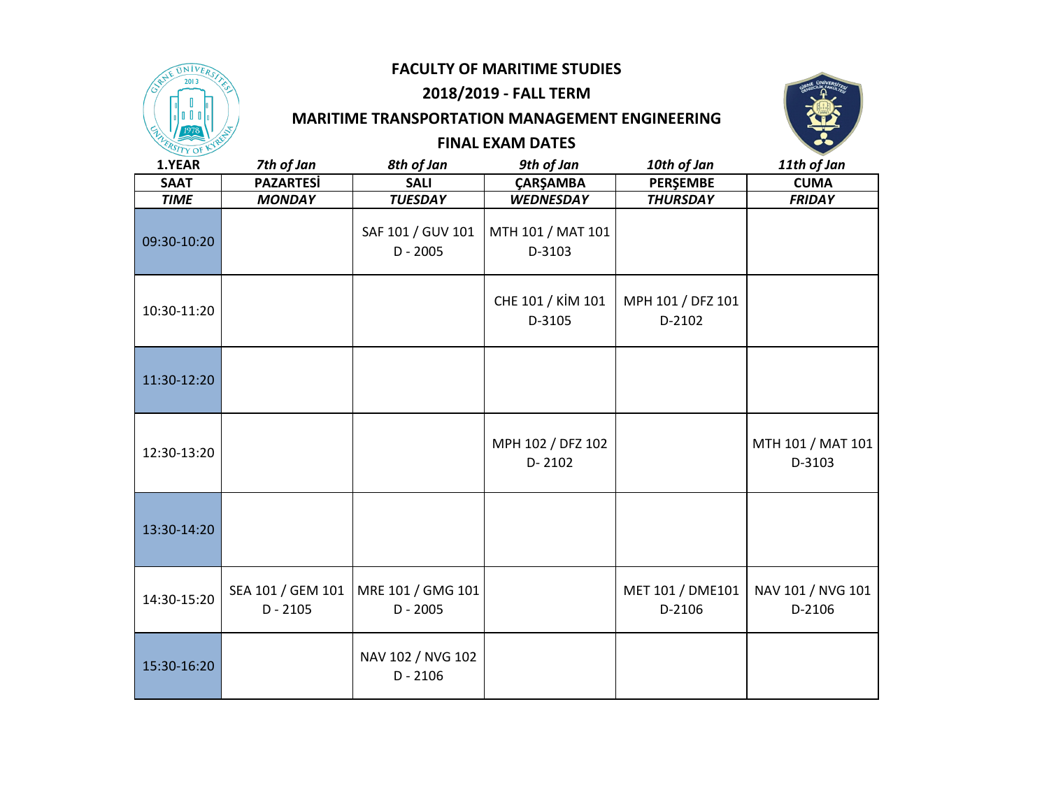# FACULTY OF MARITIME STUDIES

## 2018/2019 - FALL TERM

## MARITIME TRANSPORTATION MANAGEMENT ENGINEERING

## FINAL EXAM DATES

| 1.YEAR | *7th of Jan* | *8th of Jan* | *9th of Jan* | *10th of Jan* | *11th of Jan* |
|---|---|---|---|---|---|
| **SAAT** | **PAZARTESİ** | **SALI** | **ÇARŞAMBA** | **PERŞEMBE** | **CUMA** |
| ***TIME*** | ***MONDAY*** | ***TUESDAY*** | ***WEDNESDAY*** | ***THURSDAY*** | ***FRIDAY*** |
| 09:30-10:20 | | SAF 101 / GUV 101 D - 2005 | MTH 101 / MAT 101 D-3103 | | |
| 10:30-11:20 | | | CHE 101 / KİM 101 D-3105 | MPH 101 / DFZ 101 D-2102 | |
| 11:30-12:20 | | | | | |
| 12:30-13:20 | | | MPH 102 / DFZ 102 D- 2102 | | MTH 101 / MAT 101 D-3103 |
| 13:30-14:20 | | | | | |
| 14:30-15:20 | SEA 101 / GEM 101 D - 2105 | MRE 101 / GMG 101 D - 2005 | | MET 101 / DME101 D-2106 | NAV 101 / NVG 101 D-2106 |
| 15:30-16:20 | | NAV 102 / NVG 102 D - 2106 | | | |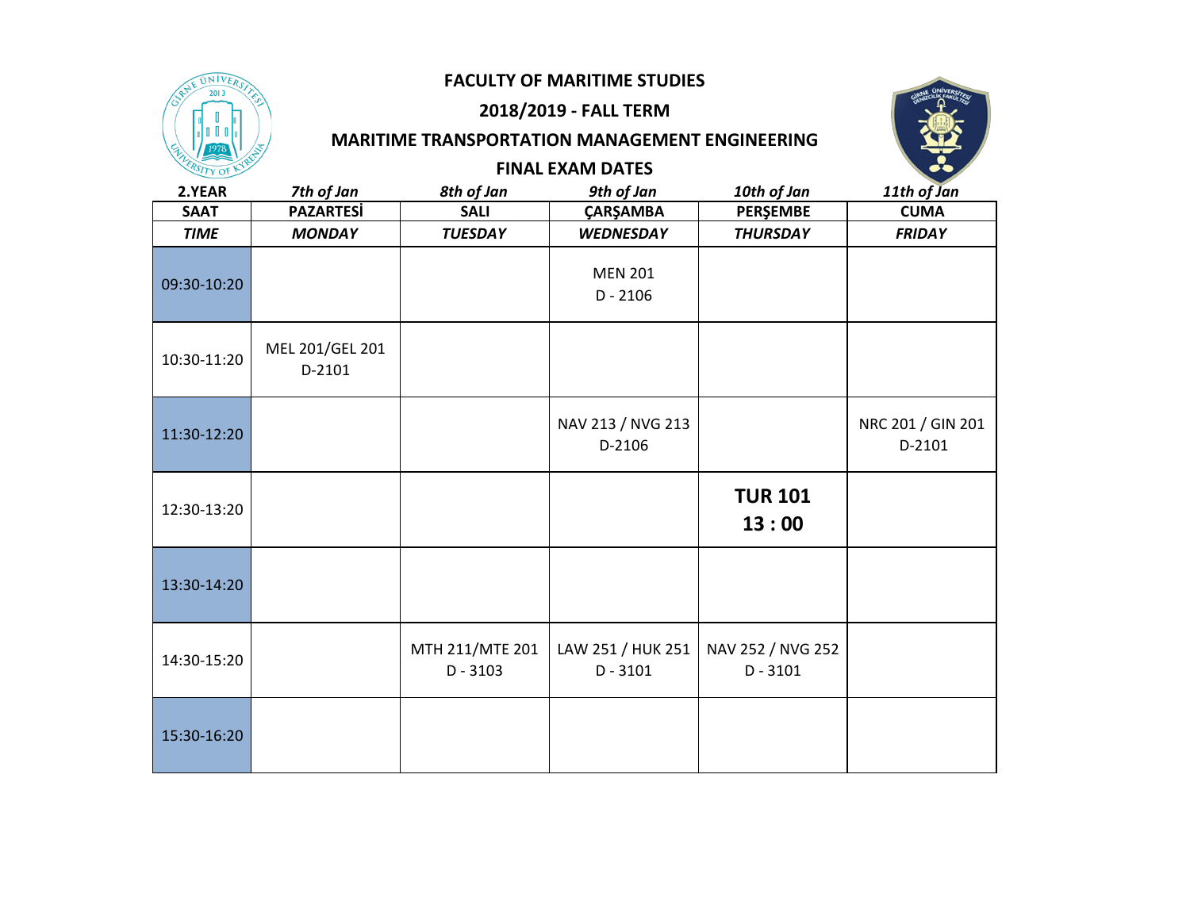# FACULTY OF MARITIME STUDIES

## 2018/2019 - FALL TERM

## MARITIME TRANSPORTATION MANAGEMENT ENGINEERING

## FINAL EXAM DATES

| 2.YEAR | 7th of Jan | 8th of Jan | 9th of Jan | 10th of Jan | 11th of Jan |
|---|---|---|---|---|---|
| **SAAT** | **PAZARTESİ** | **SALI** | **ÇARŞAMBA** | **PERŞEMBE** | **CUMA** |
| ***TIME*** | ***MONDAY*** | ***TUESDAY*** | ***WEDNESDAY*** | ***THURSDAY*** | ***FRIDAY*** |
| 09:30-10:20 | | | MEN 201 D - 2106 | | |
| 10:30-11:20 | MEL 201/GEL 201 D-2101 | | | | |
| 11:30-12:20 | | | NAV 213 / NVG 213 D-2106 | | NRC 201 / GIN 201 D-2101 |
| 12:30-13:20 | | | | **TUR 101 13 : 00** | |
| 13:30-14:20 | | | | | |
| 14:30-15:20 | | MTH 211/MTE 201 D - 3103 | LAW 251 / HUK 251 D - 3101 | NAV 252 / NVG 252 D - 3101 | |
| 15:30-16:20 | | | | | |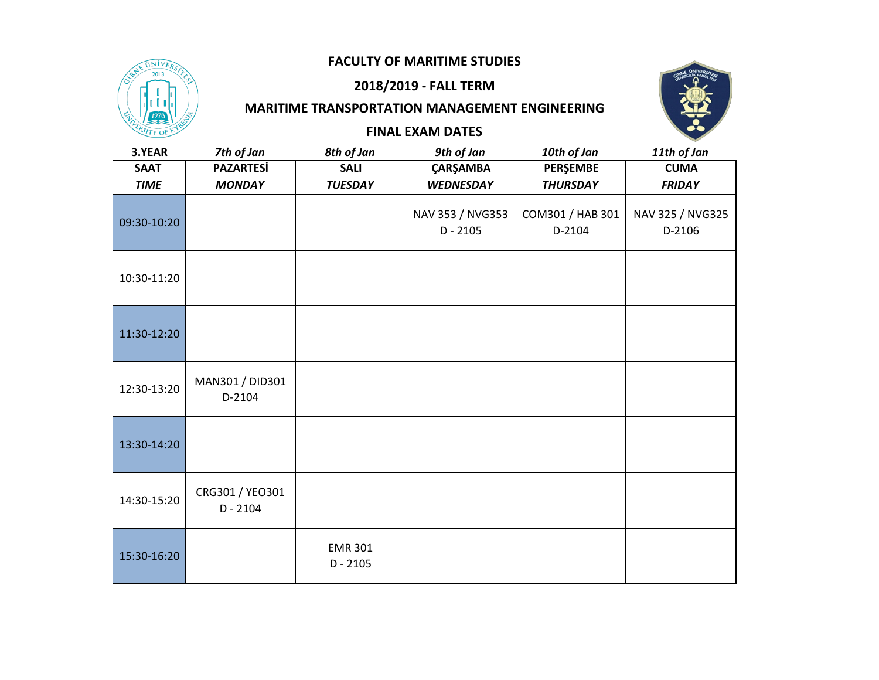**FACULTY OF MARITIME STUDIES**

**2018/2019 - FALL TERM**

**MARITIME TRANSPORTATION MANAGEMENT ENGINEERING**

**FINAL EXAM DATES**

| **3.YEAR** | *7th of Jan* | *8th of Jan* | *9th of Jan* | *10th of Jan* | *11th of Jan* |
|---|---|---|---|---|---|
| **SAAT** | **PAZARTESİ** | **SALI** | **ÇARŞAMBA** | **PERŞEMBE** | **CUMA** |
| ***TIME*** | ***MONDAY*** | ***TUESDAY*** | ***WEDNESDAY*** | ***THURSDAY*** | ***FRIDAY*** |
| 09:30-10:20 | | | NAV 353 / NVG353 D - 2105 | COM301 / HAB 301 D-2104 | NAV 325 / NVG325 D-2106 |
| 10:30-11:20 | | | | | |
| 11:30-12:20 | | | | | |
| 12:30-13:20 | MAN301 / DID301 D-2104 | | | | |
| 13:30-14:20 | | | | | |
| 14:30-15:20 | CRG301 / YEO301 D - 2104 | | | | |
| 15:30-16:20 | | EMR 301 D - 2105 | | | |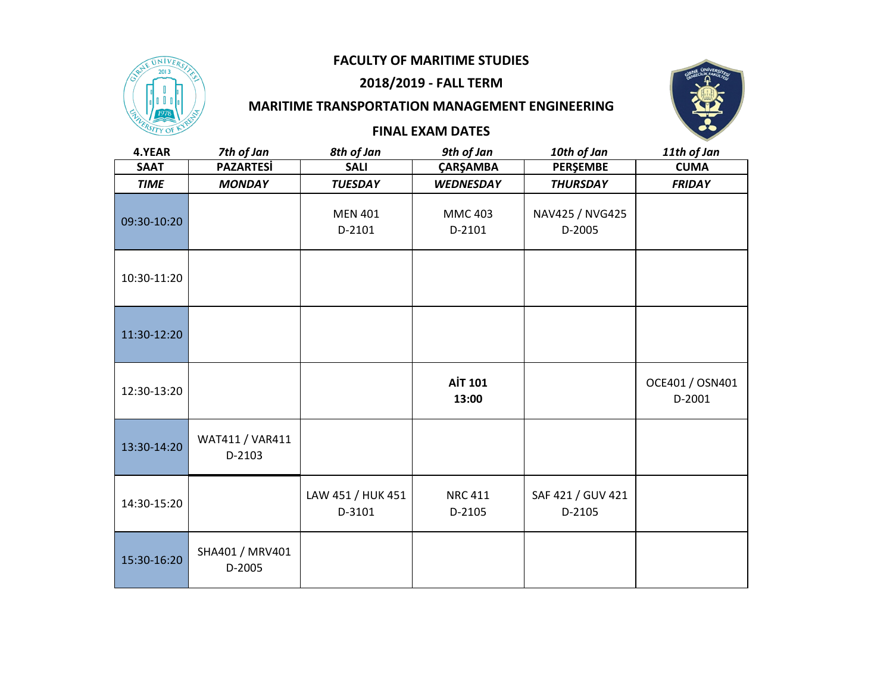**FACULTY OF MARITIME STUDIES**

**2018/2019 - FALL TERM**

**MARITIME TRANSPORTATION MANAGEMENT ENGINEERING**

**FINAL EXAM DATES**

| **4.YEAR** | *7th of Jan* | *8th of Jan* | *9th of Jan* | *10th of Jan* | *11th of Jan* |
|---|---|---|---|---|---|
| **SAAT** | **PAZARTESİ** | **SALI** | **ÇARŞAMBA** | **PERŞEMBE** | **CUMA** |
| ***TIME*** | ***MONDAY*** | ***TUESDAY*** | ***WEDNESDAY*** | ***THURSDAY*** | ***FRIDAY*** |
| 09:30-10:20 | | MEN 401 D-2101 | MMC 403 D-2101 | NAV425 / NVG425 D-2005 | |
| 10:30-11:20 | | | | | |
| 11:30-12:20 | | | | | |
| 12:30-13:20 | | | **AİT 101 13:00** | | OCE401 / OSN401 D-2001 |
| 13:30-14:20 | WAT411 / VAR411 D-2103 | | | | |
| 14:30-15:20 | | LAW 451 / HUK 451 D-3101 | NRC 411 D-2105 | SAF 421 / GUV 421 D-2105 | |
| 15:30-16:20 | SHA401 / MRV401 D-2005 | | | | |